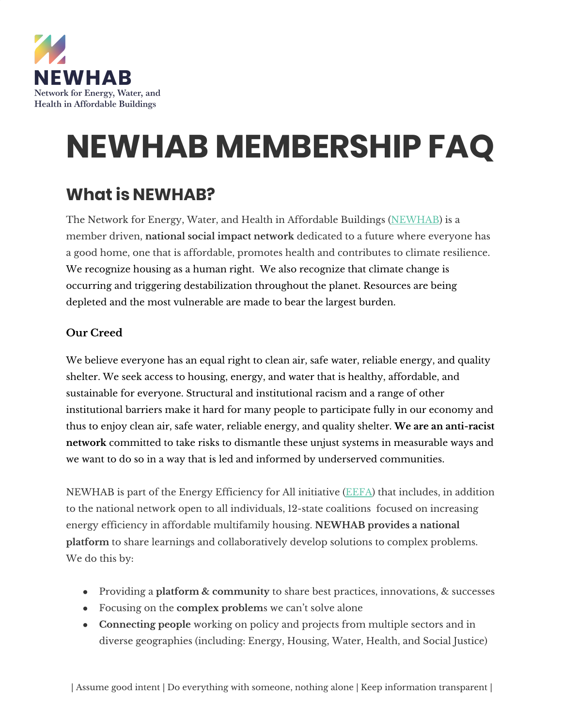NEWHAB

Network for Energy, Water, and Health in Affordable Buildings

# NEWHAB MEMBERSHIP FAQ

## What is NEWHAB?

The Network for Energy, Water, and Health in Affordable Buildings (NEWHAB) is a member driven, **national social impact network** dedicated to a future where everyone has a good home, one that is affordable, promotes health and contributes to climate resilience. We recognize housing as a human right. We also recognize that climate change is occurring and triggering destabilization throughout the planet. Resources are being depleted and the most vulnerable are made to bear the largest burden.

### Our Creed

We believe everyone has an equal right to clean air, safe water, reliable energy, and quality shelter. We seek access to housing, energy, and water that is healthy, affordable, and sustainable for everyone. Structural and institutional racism and a range of other institutional barriers make it hard for many people to participate fully in our economy and thus to enjoy clean air, safe water, reliable energy, and quality shelter. **We are an anti-racist network** committed to take risks to dismantle these unjust systems in measurable ways and we want to do so in a way that is led and informed by underserved communities.

NEWHAB is part of the Energy Efficiency for All initiative (EEFA) that includes, in addition to the national network open to all individuals, 12-state coalitions focused on increasing energy efficiency in affordable multifamily housing. **NEWHAB provides a national platform** to share learnings and collaboratively develop solutions to complex problems. We do this by:

- Providing a **platform & community** to share best practices, innovations, & successes
- Focusing on the **complex problems** we can't solve alone
- **Connecting people** working on policy and projects from multiple sectors and in diverse geographies (including: Energy, Housing, Water, Health, and Social Justice)

| Assume good intent | Do everything with someone, nothing alone | Keep information transparent |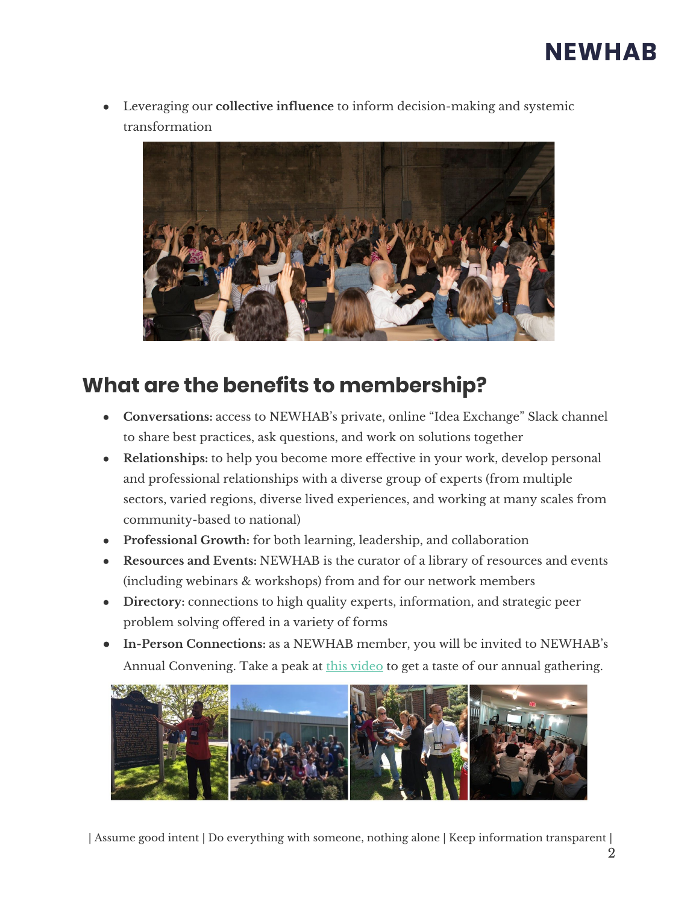- Leveraging our **collective influence** to inform decision-making and systemic transformation

## What are the benefits to membership?

- **Conversations:** access to NEWHAB's private, online "Idea Exchange" Slack channel to share best practices, ask questions, and work on solutions together
- **Relationships:** to help you become more effective in your work, develop personal and professional relationships with a diverse group of experts (from multiple sectors, varied regions, diverse lived experiences, and working at many scales from community-based to national)
- **Professional Growth:** for both learning, leadership, and collaboration
- **Resources and Events:** NEWHAB is the curator of a library of resources and events (including webinars & workshops) from and for our network members
- **Directory:** connections to high quality experts, information, and strategic peer problem solving offered in a variety of forms
- **In-Person Connections:** as a NEWHAB member, you will be invited to NEWHAB's Annual Convening. Take a peak at this video to get a taste of our annual gathering.

| Assume good intent | Do everything with someone, nothing alone | Keep information transparent |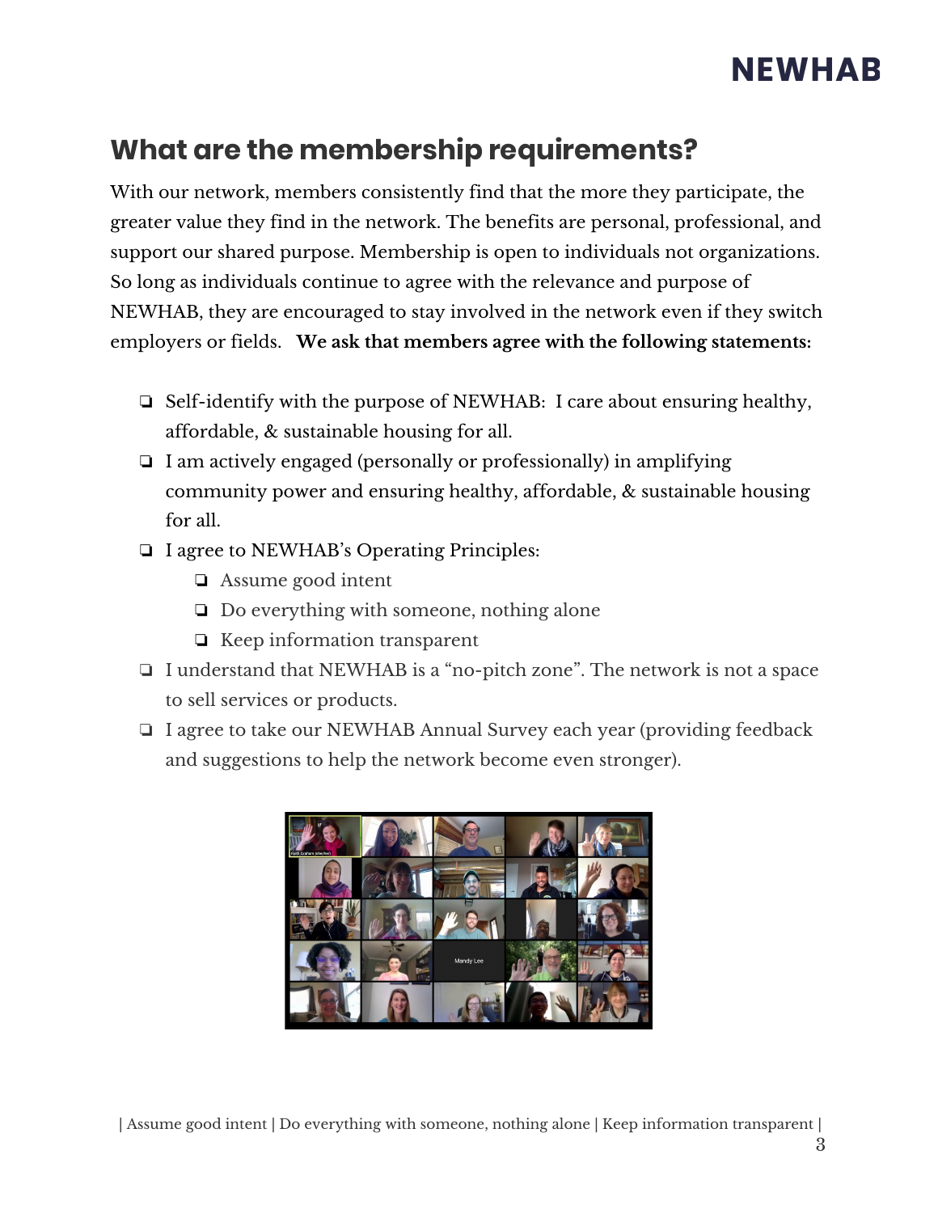## What are the membership requirements?

With our network, members consistently find that the more they participate, the greater value they find in the network. The benefits are personal, professional, and support our shared purpose. Membership is open to individuals not organizations. So long as individuals continue to agree with the relevance and purpose of NEWHAB, they are encouraged to stay involved in the network even if they switch employers or fields. **We ask that members agree with the following statements:**

- ❏ Self-identify with the purpose of NEWHAB: I care about ensuring healthy, affordable, & sustainable housing for all.
- ❏ I am actively engaged (personally or professionally) in amplifying community power and ensuring healthy, affordable, & sustainable housing for all.
- ❏ I agree to NEWHAB's Operating Principles:
  - ❏ Assume good intent
  - ❏ Do everything with someone, nothing alone
  - ❏ Keep information transparent
- ❏ I understand that NEWHAB is a "no-pitch zone". The network is not a space to sell services or products.
- ❏ I agree to take our NEWHAB Annual Survey each year (providing feedback and suggestions to help the network become even stronger).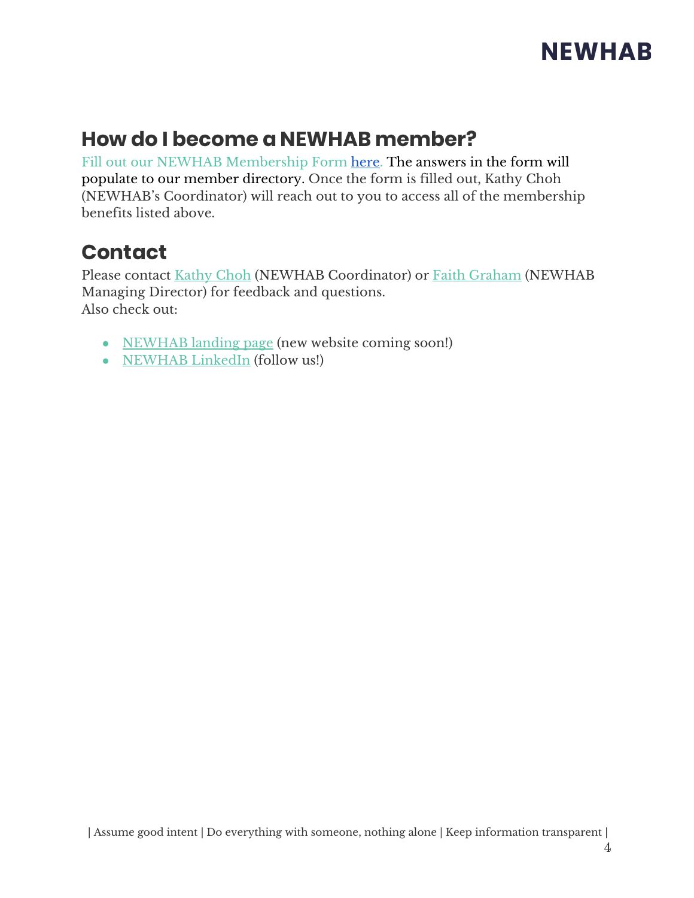## How do I become a NEWHAB member?

Fill out our NEWHAB Membership Form [here](). The answers in the form will populate to our member directory. Once the form is filled out, Kathy Choh (NEWHAB's Coordinator) will reach out to you to access all of the membership benefits listed above.

## Contact

Please contact [Kathy Choh]() (NEWHAB Coordinator) or [Faith Graham]() (NEWHAB Managing Director) for feedback and questions.
Also check out:

- [NEWHAB landing page]() (new website coming soon!)
- [NEWHAB LinkedIn]() (follow us!)

| Assume good intent | Do everything with someone, nothing alone | Keep information transparent |